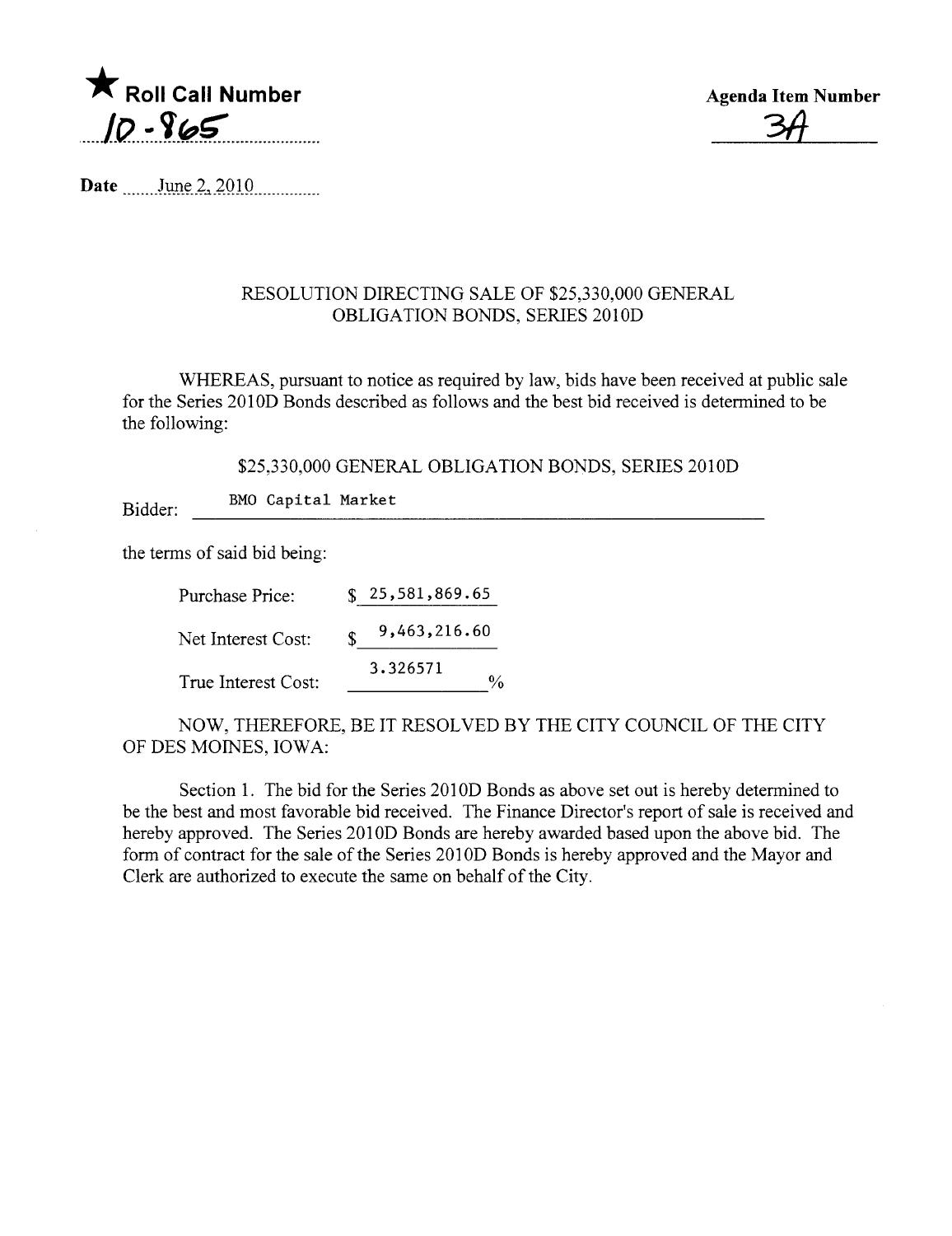★ Roll Call Number **10-865**

Agenda Item Number **3A**

**Date** June 2, 2010

RESOLUTION DIRECTING SALE OF $25,330,000 GENERAL OBLIGATION BONDS, SERIES 2010D

WHEREAS, pursuant to notice as required by law, bids have been received at public sale for the Series 2010D Bonds described as follows and the best bid received is determined to be the following:

$25,330,000 GENERAL OBLIGATION BONDS, SERIES 2010D

Bidder: BMO Capital Market

the terms of said bid being:

Purchase Price: $ 25,581,869.65

Net Interest Cost: $ 9,463,216.60

True Interest Cost: 3.326571 %

NOW, THEREFORE, BE IT RESOLVED BY THE CITY COUNCIL OF THE CITY OF DES MOINES, IOWA:

Section 1. The bid for the Series 2010D Bonds as above set out is hereby determined to be the best and most favorable bid received. The Finance Director's report of sale is received and hereby approved. The Series 2010D Bonds are hereby awarded based upon the above bid. The form of contract for the sale of the Series 2010D Bonds is hereby approved and the Mayor and Clerk are authorized to execute the same on behalf of the City.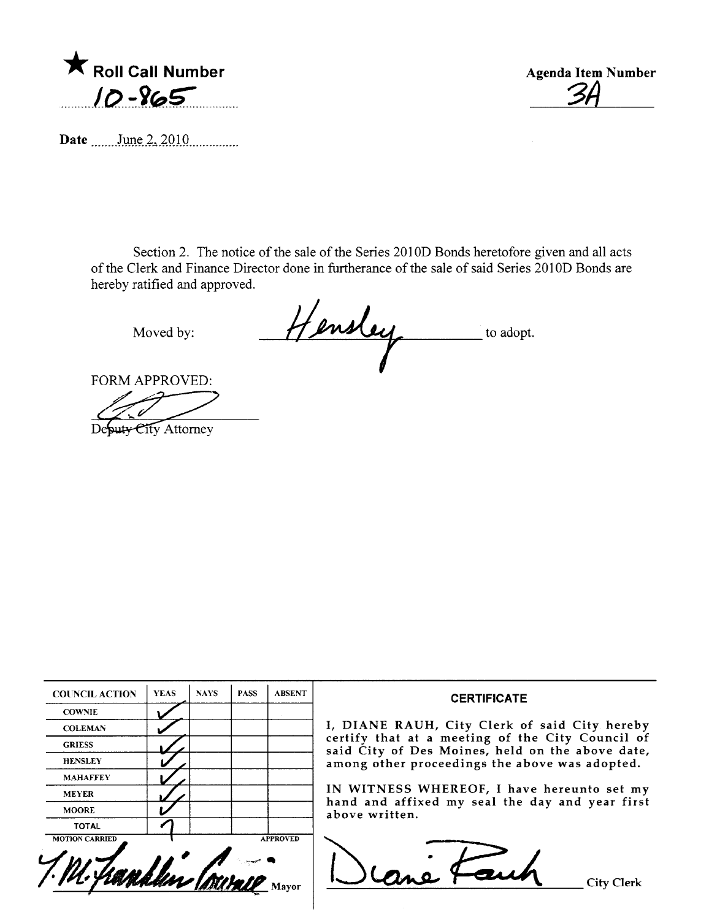★ **Roll Call Number**

10-865

**Agenda Item Number**

3A

**Date** June 2, 2010

Section 2. The notice of the sale of the Series 2010D Bonds heretofore given and all acts of the Clerk and Finance Director done in furtherance of the sale of said Series 2010D Bonds are hereby ratified and approved.

Moved by: Hensley to adopt.

FORM APPROVED:

Deputy City Attorney

| COUNCIL ACTION | YEAS | NAYS | PASS | ABSENT |
|---|---|---|---|---|
| COWNIE | ✓ | | | |
| COLEMAN | ✓ | | | |
| GRIESS | ✓ | | | |
| HENSLEY | ✓ | | | |
| MAHAFFEY | ✓ | | | |
| MEYER | ✓ | | | |
| MOORE | ✓ | | | |
| TOTAL | 7 | | | |

MOTION CARRIED APPROVED

T.M. Franklin Cownie Mayor

**CERTIFICATE**

I, DIANE RAUH, City Clerk of said City hereby certify that at a meeting of the City Council of said City of Des Moines, held on the above date, among other proceedings the above was adopted.

IN WITNESS WHEREOF, I have hereunto set my hand and affixed my seal the day and year first above written.

Diane Rauh City Clerk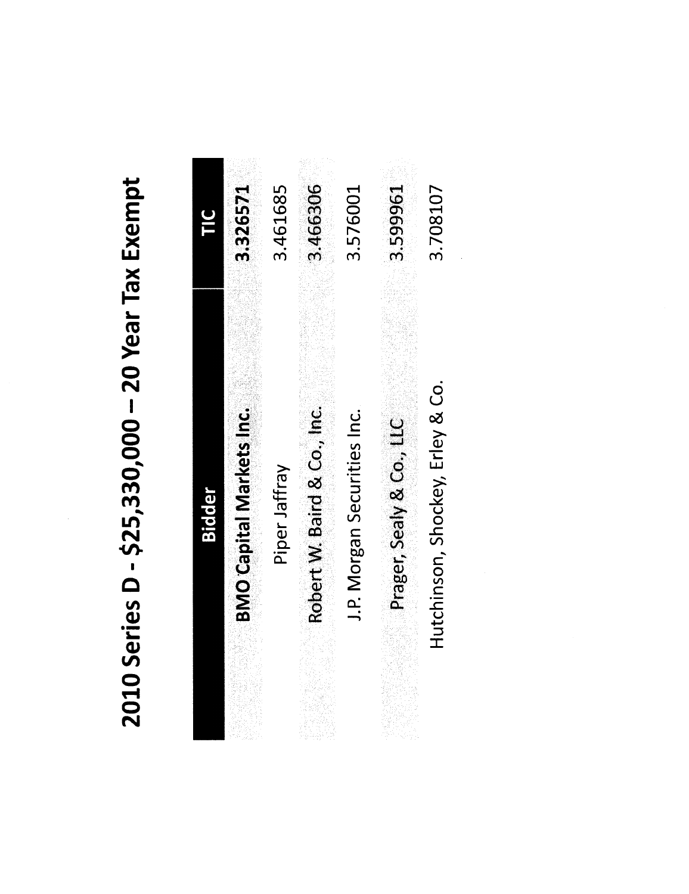# 2010 Series D - $25,330,000 – 20 Year Tax Exempt

| Bidder | TIC |
| --- | --- |
| **BMO Capital Markets Inc.** | **3.326571** |
| Piper Jaffray | 3.461685 |
| Robert W. Baird & Co., Inc. | 3.466306 |
| J.P. Morgan Securities Inc. | 3.576001 |
| Prager, Sealy & Co., LLC | 3.599961 |
| Hutchinson, Shockey, Erley & Co. | 3.708107 |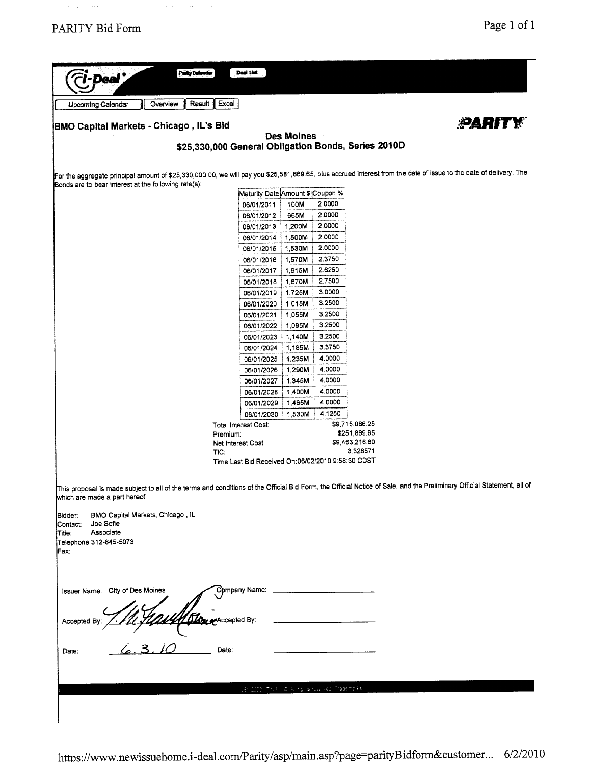i-Deal

Parity Calendar | Deal List

Upcoming Calendar | Overview | Result | Excel

## BMO Capital Markets - Chicago , IL's Bid

**PARITY**

### Des Moines
### $25,330,000 General Obligation Bonds, Series 2010D

For the aggregate principal amount of $25,330,000.00, we will pay you $25,581,869.65, plus accrued interest from the date of issue to the date of delivery. The Bonds are to bear interest at the following rate(s):

| Maturity Date | Amount $ | Coupon % |
|---|---|---|
| 06/01/2011 | 100M | 2.0000 |
| 06/01/2012 | 665M | 2.0000 |
| 06/01/2013 | 1,200M | 2.0000 |
| 06/01/2014 | 1,500M | 2.0000 |
| 06/01/2015 | 1,530M | 2.0000 |
| 06/01/2016 | 1,570M | 2.3750 |
| 06/01/2017 | 1,615M | 2.6250 |
| 06/01/2018 | 1,670M | 2.7500 |
| 06/01/2019 | 1,725M | 3.0000 |
| 06/01/2020 | 1,015M | 3.2500 |
| 06/01/2021 | 1,055M | 3.2500 |
| 06/01/2022 | 1,095M | 3.2500 |
| 06/01/2023 | 1,140M | 3.2500 |
| 06/01/2024 | 1,185M | 3.3750 |
| 06/01/2025 | 1,235M | 4.0000 |
| 06/01/2026 | 1,290M | 4.0000 |
| 06/01/2027 | 1,345M | 4.0000 |
| 06/01/2028 | 1,400M | 4.0000 |
| 06/01/2029 | 1,465M | 4.0000 |
| 06/01/2030 | 1,530M | 4.1250 |

Total Interest Cost: $9,715,086.25
Premium: $251,869.65
Net Interest Cost: $9,463,216.60
TIC: 3.326571
Time Last Bid Received On:06/02/2010 9:58:30 CDST

This proposal is made subject to all of the terms and conditions of the Official Bid Form, the Official Notice of Sale, and the Preliminary Official Statement, all of which are made a part hereof.

Bidder: BMO Capital Markets, Chicago , IL
Contact: Joe Sofie
Title: Associate
Telephone:312-845-5073
Fax:

Issuer Name: City of Des Moines    Company Name: ____________

Accepted By: [signature]    Accepted By: ____________

Date: 6.3.10    Date: ____________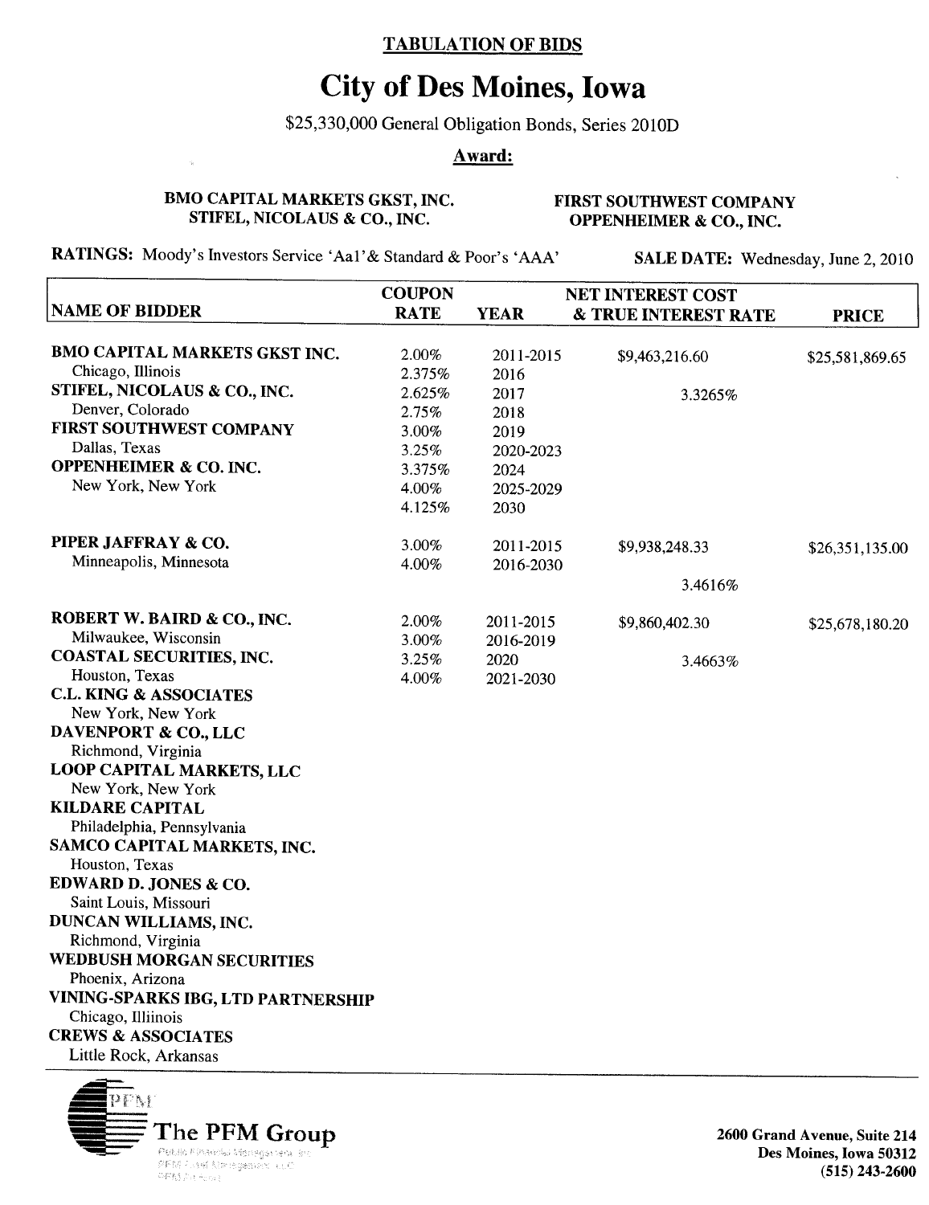**TABULATION OF BIDS**

# City of Des Moines, Iowa

$25,330,000 General Obligation Bonds, Series 2010D

**Award:**

**BMO CAPITAL MARKETS GKST, INC.**
**STIFEL, NICOLAUS & CO., INC.**

**FIRST SOUTHWEST COMPANY**
**OPPENHEIMER & CO., INC.**

**RATINGS:** Moody's Investors Service 'Aa1'& Standard & Poor's 'AAA'

**SALE DATE:** Wednesday, June 2, 2010

| NAME OF BIDDER | COUPON RATE | YEAR | NET INTEREST COST & TRUE INTEREST RATE | PRICE |
|---|---|---|---|---|
| **BMO CAPITAL MARKETS GKST INC.** | 2.00% | 2011-2015 | $9,463,216.60 | $25,581,869.65 |
| Chicago, Illinois | 2.375% | 2016 | | |
| **STIFEL, NICOLAUS & CO., INC.** | 2.625% | 2017 | 3.3265% | |
| Denver, Colorado | 2.75% | 2018 | | |
| **FIRST SOUTHWEST COMPANY** | 3.00% | 2019 | | |
| Dallas, Texas | 3.25% | 2020-2023 | | |
| **OPPENHEIMER & CO. INC.** | 3.375% | 2024 | | |
| New York, New York | 4.00% | 2025-2029 | | |
| | 4.125% | 2030 | | |
| **PIPER JAFFRAY & CO.** | 3.00% | 2011-2015 | $9,938,248.33 | $26,351,135.00 |
| Minneapolis, Minnesota | 4.00% | 2016-2030 | | |
| | | | 3.4616% | |
| **ROBERT W. BAIRD & CO., INC.** | 2.00% | 2011-2015 | $9,860,402.30 | $25,678,180.20 |
| Milwaukee, Wisconsin | 3.00% | 2016-2019 | | |
| **COASTAL SECURITIES, INC.** | 3.25% | 2020 | 3.4663% | |
| Houston, Texas | 4.00% | 2021-2030 | | |
| **C.L. KING & ASSOCIATES** | | | | |
| New York, New York | | | | |
| **DAVENPORT & CO., LLC** | | | | |
| Richmond, Virginia | | | | |
| **LOOP CAPITAL MARKETS, LLC** | | | | |
| New York, New York | | | | |
| **KILDARE CAPITAL** | | | | |
| Philadelphia, Pennsylvania | | | | |
| **SAMCO CAPITAL MARKETS, INC.** | | | | |
| Houston, Texas | | | | |
| **EDWARD D. JONES & CO.** | | | | |
| Saint Louis, Missouri | | | | |
| **DUNCAN WILLIAMS, INC.** | | | | |
| Richmond, Virginia | | | | |
| **WEDBUSH MORGAN SECURITIES** | | | | |
| Phoenix, Arizona | | | | |
| **VINING-SPARKS IBG, LTD PARTNERSHIP** | | | | |
| Chicago, Illiinois | | | | |
| **CREWS & ASSOCIATES** | | | | |
| Little Rock, Arkansas | | | | |

**The PFM Group**

**2600 Grand Avenue, Suite 214**
**Des Moines, Iowa 50312**
**(515) 243-2600**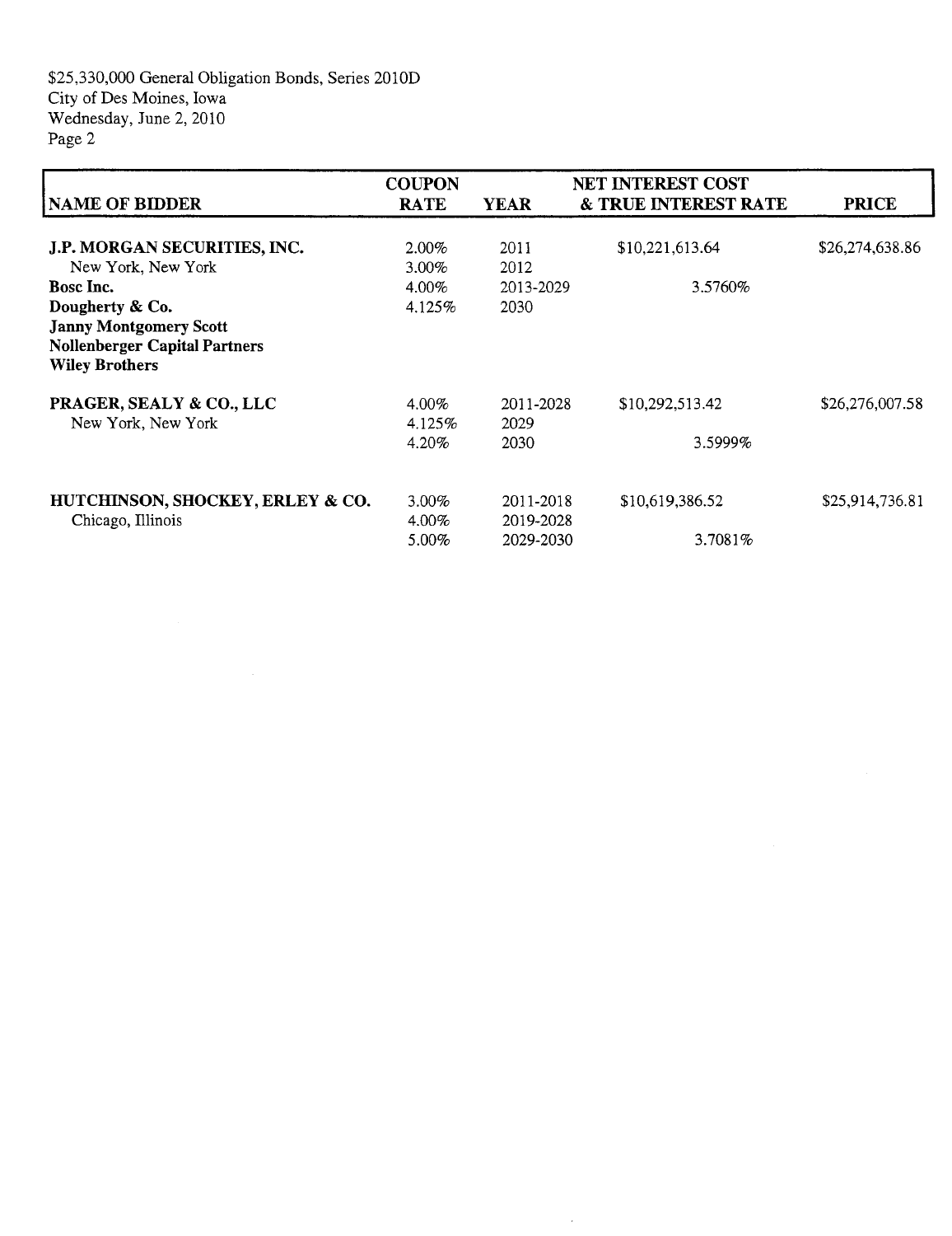$25,330,000 General Obligation Bonds, Series 2010D
City of Des Moines, Iowa
Wednesday, June 2, 2010
Page 2

| NAME OF BIDDER | COUPON RATE | YEAR | NET INTEREST COST & TRUE INTEREST RATE | PRICE |
|---|---|---|---|---|
| **J.P. MORGAN SECURITIES, INC.** | 2.00% | 2011 | $10,221,613.64 | $26,274,638.86 |
| New York, New York | 3.00% | 2012 | | |
| **Bosc Inc.** | 4.00% | 2013-2029 | 3.5760% | |
| **Dougherty & Co.** | 4.125% | 2030 | | |
| **Janny Montgomery Scott** | | | | |
| **Nollenberger Capital Partners** | | | | |
| **Wiley Brothers** | | | | |
| **PRAGER, SEALY & CO., LLC** | 4.00% | 2011-2028 | $10,292,513.42 | $26,276,007.58 |
| New York, New York | 4.125% | 2029 | | |
| | 4.20% | 2030 | 3.5999% | |
| **HUTCHINSON, SHOCKEY, ERLEY & CO.** | 3.00% | 2011-2018 | $10,619,386.52 | $25,914,736.81 |
| Chicago, Illinois | 4.00% | 2019-2028 | | |
| | 5.00% | 2029-2030 | 3.7081% | |